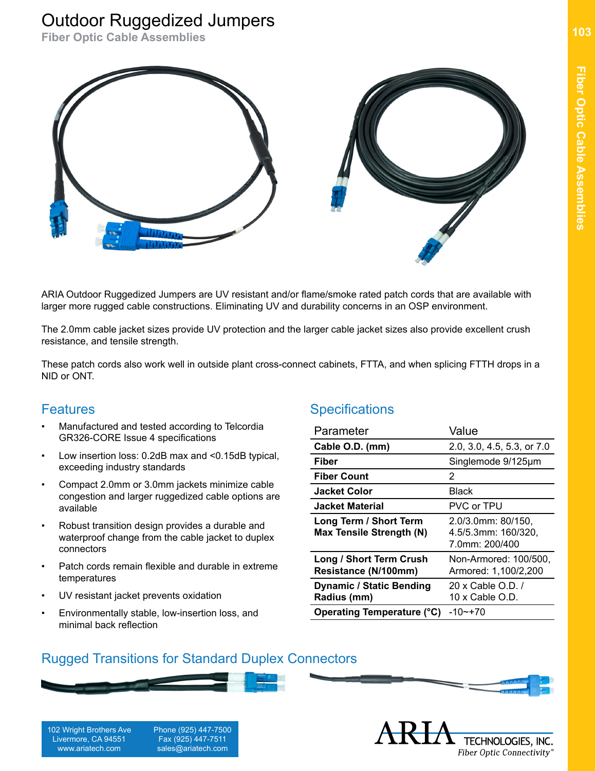# Outdoor Ruggedized Jumpers

## Fiber Optic Cable Assemblies

ARIA Outdoor Ruggedized Jumpers are UV resistant and/or flame/smoke rated patch cords that are available with larger more rugged cable constructions. Eliminating UV and durability concerns in an OSP environment.

The 2.0mm cable jacket sizes provide UV protection and the larger cable jacket sizes also provide excellent crush resistance, and tensile strength.

These patch cords also work well in outside plant cross-connect cabinets, FTTA, and when splicing FTTH drops in a NID or ONT.

## Features

- Manufactured and tested according to Telcordia GR326-CORE Issue 4 specifications
- Low insertion loss: 0.2dB max and <0.15dB typical, exceeding industry standards
- Compact 2.0mm or 3.0mm jackets minimize cable congestion and larger ruggedized cable options are available
- Robust transition design provides a durable and waterproof change from the cable jacket to duplex connectors
- Patch cords remain flexible and durable in extreme temperatures
- UV resistant jacket prevents oxidation
- Environmentally stable, low-insertion loss, and minimal back reflection

## Specifications

| Parameter | Value |
|---|---|
| **Cable O.D. (mm)** | 2.0, 3.0, 4.5, 5.3, or 7.0 |
| **Fiber** | Singlemode 9/125µm |
| **Fiber Count** | 2 |
| **Jacket Color** | Black |
| **Jacket Material** | PVC or TPU |
| **Long Term / Short Term Max Tensile Strength (N)** | 2.0/3.0mm: 80/150, 4.5/5.3mm: 160/320, 7.0mm: 200/400 |
| **Long / Short Term Crush Resistance (N/100mm)** | Non-Armored: 100/500, Armored: 1,100/2,200 |
| **Dynamic / Static Bending Radius (mm)** | 20 x Cable O.D. / 10 x Cable O.D. |
| **Operating Temperature (°C)** | -10~+70 |

## Rugged Transitions for Standard Duplex Connectors

102 Wright Brothers Ave
Livermore, CA 94551
www.ariatech.com

Phone (925) 447-7500
Fax (925) 447-7511
sales@ariatech.com

ARIA TECHNOLOGIES, INC.
*Fiber Optic Connectivity®*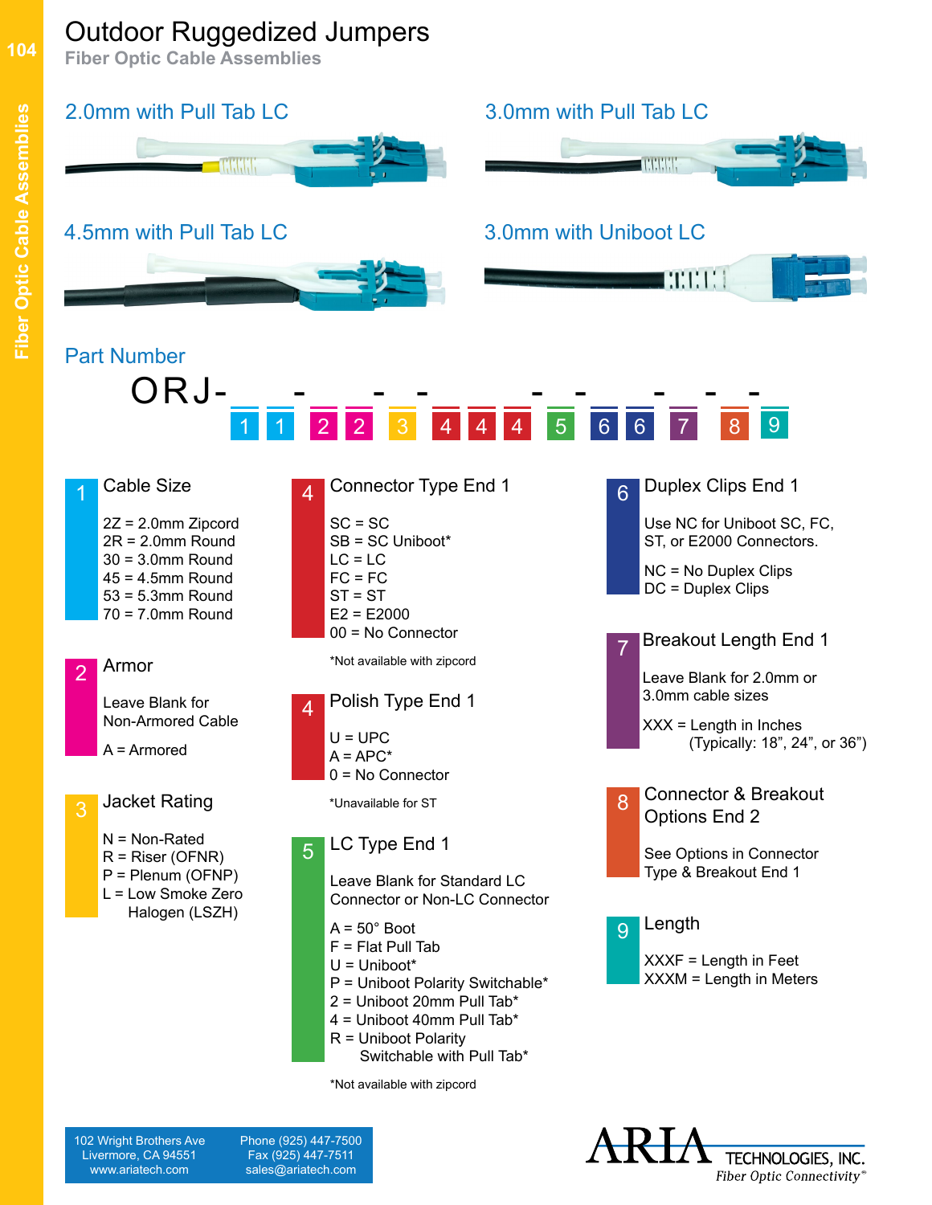# Outdoor Ruggedized Jumpers

## Fiber Optic Cable Assemblies

### 2.0mm with Pull Tab LC

### 3.0mm with Pull Tab LC

### 4.5mm with Pull Tab LC

### 3.0mm with Uniboot LC

## Part Number

ORJ- _1_ _1_ - _2_ _2_ - _3_ - _4_ _4_ _4_ - _5_ - _6_ _6_ - _7_ - _8_ - _9_

### 1 Cable Size

2Z = 2.0mm Zipcord
2R = 2.0mm Round
30 = 3.0mm Round
45 = 4.5mm Round
53 = 5.3mm Round
70 = 7.0mm Round

### 2 Armor

Leave Blank for Non-Armored Cable

A = Armored

### 3 Jacket Rating

N = Non-Rated
R = Riser (OFNR)
P = Plenum (OFNP)
L = Low Smoke Zero Halogen (LSZH)

### 4 Connector Type End 1

SC = SC
SB = SC Uniboot*
LC = LC
FC = FC
ST = ST
E2 = E2000
00 = No Connector

*Not available with zipcord

### 4 Polish Type End 1

U = UPC
A = APC*
0 = No Connector

*Unavailable for ST

### 5 LC Type End 1

Leave Blank for Standard LC Connector or Non-LC Connector

A = 50° Boot
F = Flat Pull Tab
U = Uniboot*
P = Uniboot Polarity Switchable*
2 = Uniboot 20mm Pull Tab*
4 = Uniboot 40mm Pull Tab*
R = Uniboot Polarity Switchable with Pull Tab*

*Not available with zipcord

### 6 Duplex Clips End 1

Use NC for Uniboot SC, FC, ST, or E2000 Connectors.

NC = No Duplex Clips
DC = Duplex Clips

### 7 Breakout Length End 1

Leave Blank for 2.0mm or 3.0mm cable sizes

XXX = Length in Inches (Typically: 18", 24", or 36")

### 8 Connector & Breakout Options End 2

See Options in Connector Type & Breakout End 1

### 9 Length

XXXF = Length in Feet
XXXM = Length in Meters

102 Wright Brothers Ave
Livermore, CA 94551
www.ariatech.com

Phone (925) 447-7500
Fax (925) 447-7511
sales@ariatech.com

ARIA TECHNOLOGIES, INC.
*Fiber Optic Connectivity®*